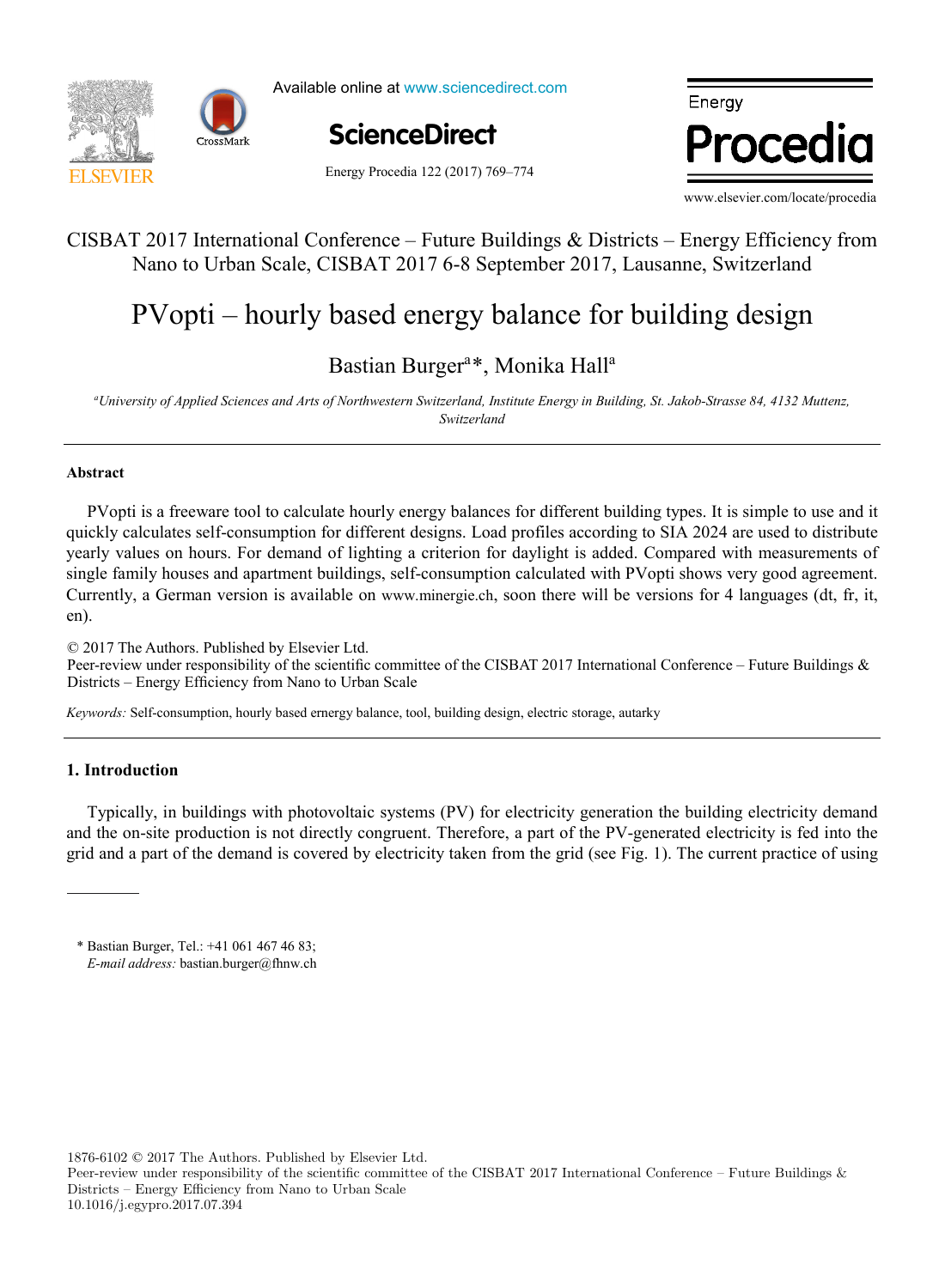CISBAT 2017 International Conference – Future Buildings & Districts – Energy Efficiency from Nano to Urban Scale, CISBAT 2017 6-8 September 2017, Lausanne, Switzerland

# PVopti – hourly based energy balance for building design

Bastian Burger[a]*, Monika Hall[a]

[a]*University of Applied Sciences and Arts of Northwestern Switzerland, Institute Energy in Building, St. Jakob-Strasse 84, 4132 Muttenz, Switzerland*

---

## Abstract

PVopti is a freeware tool to calculate hourly energy balances for different building types. It is simple to use and it quickly calculates self-consumption for different designs. Load profiles according to SIA 2024 are used to distribute yearly values on hours. For demand of lighting a criterion for daylight is added. Compared with measurements of single family houses and apartment buildings, self-consumption calculated with PVopti shows very good agreement. Currently, a German version is available on www.minergie.ch, soon there will be versions for 4 languages (dt, fr, it, en).

© 2017 The Authors. Published by Elsevier Ltd.
Peer-review under responsibility of the scientific committee of the CISBAT 2017 International Conference – Future Buildings & Districts – Energy Efficiency from Nano to Urban Scale

*Keywords:* Self-consumption, hourly based ernergy balance, tool, building design, electric storage, autarky

---

## 1. Introduction

Typically, in buildings with photovoltaic systems (PV) for electricity generation the building electricity demand and the on-site production is not directly congruent. Therefore, a part of the PV-generated electricity is fed into the grid and a part of the demand is covered by electricity taken from the grid (see Fig. 1). The current practice of using

---

\* Bastian Burger, Tel.: +41 061 467 46 83;
*E-mail address:* bastian.burger@fhnw.ch

1876-6102 © 2017 The Authors. Published by Elsevier Ltd.
Peer-review under responsibility of the scientific committee of the CISBAT 2017 International Conference – Future Buildings & Districts – Energy Efficiency from Nano to Urban Scale
10.1016/j.egypro.2017.07.394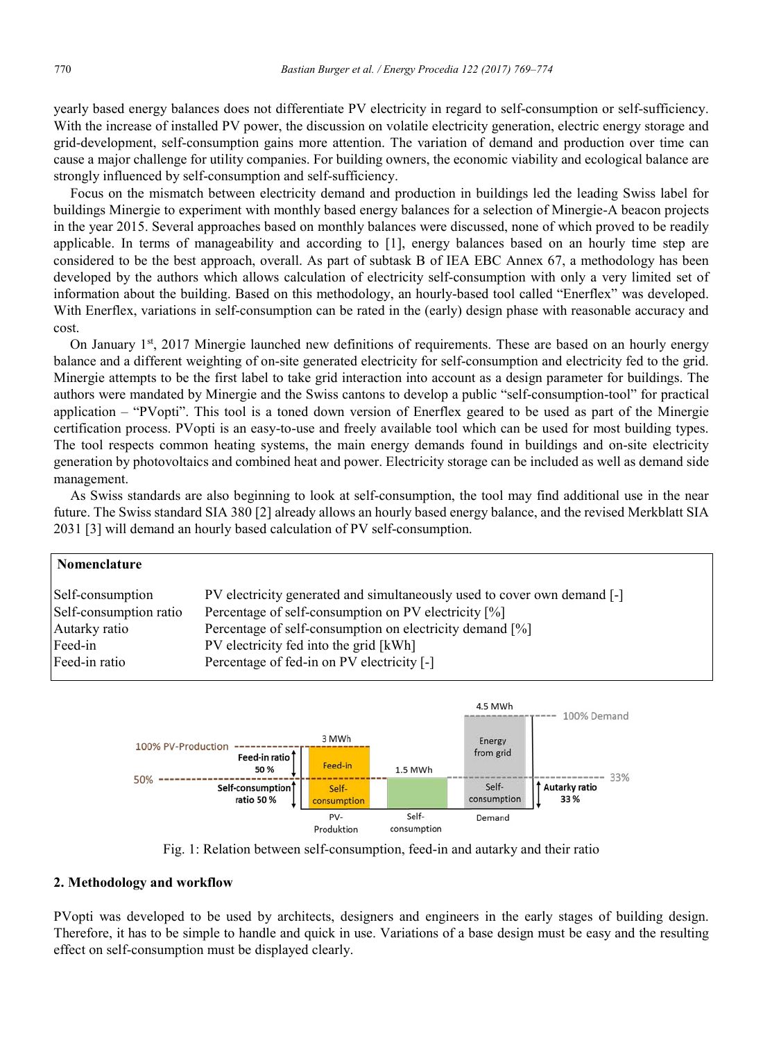yearly based energy balances does not differentiate PV electricity in regard to self-consumption or self-sufficiency. With the increase of installed PV power, the discussion on volatile electricity generation, electric energy storage and grid-development, self-consumption gains more attention. The variation of demand and production over time can cause a major challenge for utility companies. For building owners, the economic viability and ecological balance are strongly influenced by self-consumption and self-sufficiency.

Focus on the mismatch between electricity demand and production in buildings led the leading Swiss label for buildings Minergie to experiment with monthly based energy balances for a selection of Minergie-A beacon projects in the year 2015. Several approaches based on monthly balances were discussed, none of which proved to be readily applicable. In terms of manageability and according to [1], energy balances based on an hourly time step are considered to be the best approach, overall. As part of subtask B of IEA EBC Annex 67, a methodology has been developed by the authors which allows calculation of electricity self-consumption with only a very limited set of information about the building. Based on this methodology, an hourly-based tool called "Enerflex" was developed. With Enerflex, variations in self-consumption can be rated in the (early) design phase with reasonable accuracy and cost.

On January 1st, 2017 Minergie launched new definitions of requirements. These are based on an hourly energy balance and a different weighting of on-site generated electricity for self-consumption and electricity fed to the grid. Minergie attempts to be the first label to take grid interaction into account as a design parameter for buildings. The authors were mandated by Minergie and the Swiss cantons to develop a public "self-consumption-tool" for practical application – "PVopti". This tool is a toned down version of Enerflex geared to be used as part of the Minergie certification process. PVopti is an easy-to-use and freely available tool which can be used for most building types. The tool respects common heating systems, the main energy demands found in buildings and on-site electricity generation by photovoltaics and combined heat and power. Electricity storage can be included as well as demand side management.

As Swiss standards are also beginning to look at self-consumption, the tool may find additional use in the near future. The Swiss standard SIA 380 [2] already allows an hourly based energy balance, and the revised Merkblatt SIA 2031 [3] will demand an hourly based calculation of PV self-consumption.

**Nomenclature**

| | |
|---|---|
| Self-consumption | PV electricity generated and simultaneously used to cover own demand [-] |
| Self-consumption ratio | Percentage of self-consumption on PV electricity [%] |
| Autarky ratio | Percentage of self-consumption on electricity demand [%] |
| Feed-in | PV electricity fed into the grid [kWh] |
| Feed-in ratio | Percentage of fed-in on PV electricity [-] |

4.5 MWh
100% Demand
3 MWh
100% PV-Production
Energy from grid
Feed-in ratio 50 %
Feed-in
1.5 MWh
50%
33%
Self-consumption ratio 50 %
Self-consumption
Self-consumption
Autarky ratio 33 %
PV-Produktion
Self-consumption
Demand

Fig. 1: Relation between self-consumption, feed-in and autarky and their ratio

## 2. Methodology and workflow

PVopti was developed to be used by architects, designers and engineers in the early stages of building design. Therefore, it has to be simple to handle and quick in use. Variations of a base design must be easy and the resulting effect on self-consumption must be displayed clearly.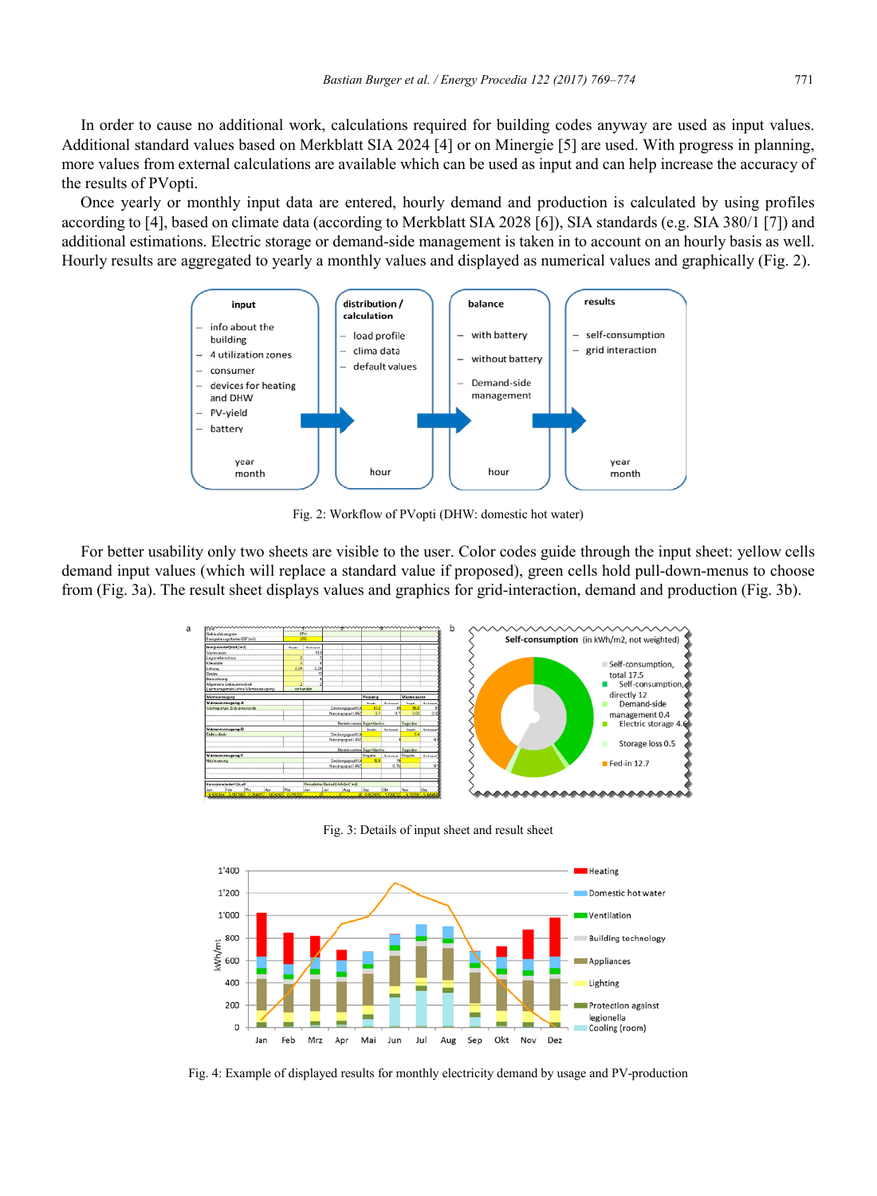In order to cause no additional work, calculations required for building codes anyway are used as input values. Additional standard values based on Merkblatt SIA 2024 [4] or on Minergie [5] are used. With progress in planning, more values from external calculations are available which can be used as input and can help increase the accuracy of the results of PVopti.

Once yearly or monthly input data are entered, hourly demand and production is calculated by using profiles according to [4], based on climate data (according to Merkblatt SIA 2028 [6]), SIA standards (e.g. SIA 380/1 [7]) and additional estimations. Electric storage or demand-side management is taken in to account on an hourly basis as well. Hourly results are aggregated to yearly a monthly values and displayed as numerical values and graphically (Fig. 2).

input
- info about the building
- 4 utilization zones
- consumer
- devices for heating and DHW
- PV-yield
- battery

year
month

distribution / calculation
- load profile
- clima data
- default values

hour

balance
- with battery
- without battery
- Demand-side management

hour

results
- self-consumption
- grid interaction

year
month

Fig. 2: Workflow of PVopti (DHW: domestic hot water)

For better usability only two sheets are visible to the user. Color codes guide through the input sheet: yellow cells demand input values (which will replace a standard value if proposed), green cells hold pull-down-menus to choose from (Fig. 3a). The result sheet displays values and graphics for grid-interaction, demand and production (Fig. 3b).

a

b

Self-consumption (in kWh/m2, not weighted)

Self-consumption, total 17.5
Self-consumption, directly 12
Demand-side management 0.4
Electric storage 4.6
Storage loss 0.5
Fed-in 12.7

Fig. 3: Details of input sheet and result sheet

kWh/mt

1'400
1'200
1'000
800
600
400
200
0

Jan Feb Mrz Apr Mai Jun Jul Aug Sep Okt Nov Dez

Heating
Domestic hot water
Ventilation
Building technology
Appliances
Lighting
Protection against legionella
Cooling (room)

Fig. 4: Example of displayed results for monthly electricity demand by usage and PV-production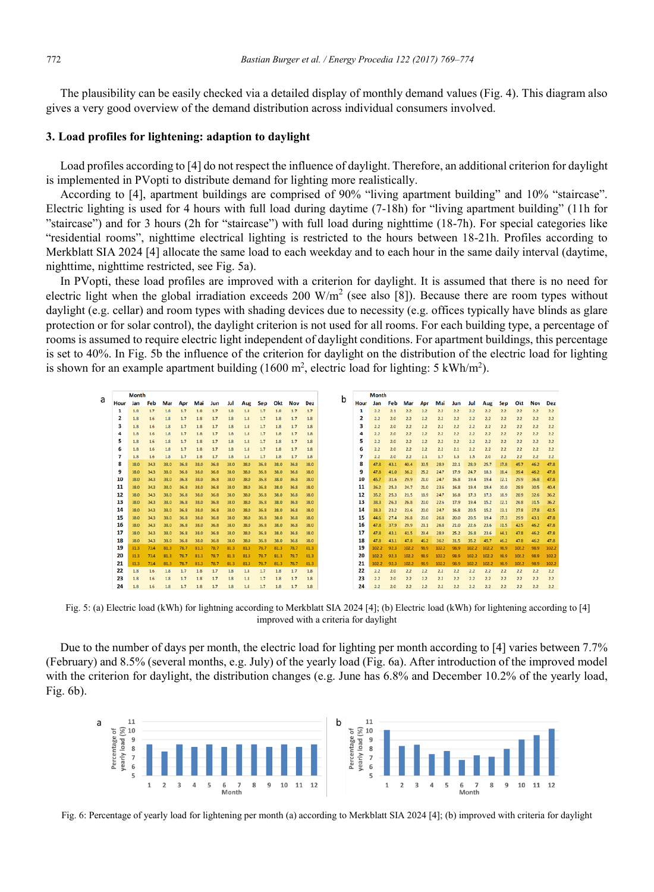The plausibility can be easily checked via a detailed display of monthly demand values (Fig. 4). This diagram also gives a very good overview of the demand distribution across individual consumers involved.

### 3. Load profiles for lightening: adaption to daylight

Load profiles according to [4] do not respect the influence of daylight. Therefore, an additional criterion for daylight is implemented in PVopti to distribute demand for lighting more realistically.

According to [4], apartment buildings are comprised of 90% "living apartment building" and 10% "staircase". Electric lighting is used for 4 hours with full load during daytime (7-18h) for "living apartment building" (11h for "staircase") and for 3 hours (2h for "staircase") with full load during nighttime (18-7h). For special categories like "residential rooms", nighttime electrical lighting is restricted to the hours between 18-21h. Profiles according to Merkblatt SIA 2024 [4] allocate the same load to each weekday and to each hour in the same daily interval (daytime, nighttime, nighttime restricted, see Fig. 5a).

In PVopti, these load profiles are improved with a criterion for daylight. It is assumed that there is no need for electric light when the global irradiation exceeds 200 W/m$^2$ (see also [8]). Because there are room types without daylight (e.g. cellar) and room types with shading devices due to necessity (e.g. offices typically have blinds as glare protection or for solar control), the daylight criterion is not used for all rooms. For each building type, a percentage of rooms is assumed to require electric light independent of daylight conditions. For apartment buildings, this percentage is set to 40%. In Fig. 5b the influence of the criterion for daylight on the distribution of the electric load for lighting is shown for an example apartment building (1600 m$^2$, electric load for lighting: 5 kWh/m$^2$).

a

| Hour | Jan | Feb | Mar | Apr | Mai | Jun | Jul | Aug | Sep | Okt | Nov | Dez |
|---|---|---|---|---|---|---|---|---|---|---|---|---|
| 1 | 1.8 | 1.7 | 1.8 | 1.7 | 1.8 | 1.7 | 1.8 | 1.8 | 1.7 | 1.8 | 1.7 | 1.7 |
| 2 | 1.8 | 1.6 | 1.8 | 1.7 | 1.8 | 1.7 | 1.8 | 1.8 | 1.7 | 1.8 | 1.7 | 1.8 |
| 3 | 1.8 | 1.6 | 1.8 | 1.7 | 1.8 | 1.7 | 1.8 | 1.8 | 1.7 | 1.8 | 1.7 | 1.8 |
| 4 | 1.8 | 1.6 | 1.8 | 1.7 | 1.8 | 1.7 | 1.8 | 1.8 | 1.7 | 1.8 | 1.7 | 1.8 |
| 5 | 1.8 | 1.6 | 1.8 | 1.7 | 1.8 | 1.7 | 1.8 | 1.8 | 1.7 | 1.8 | 1.7 | 1.8 |
| 6 | 1.8 | 1.6 | 1.8 | 1.7 | 1.8 | 1.7 | 1.8 | 1.8 | 1.7 | 1.8 | 1.7 | 1.8 |
| 7 | 1.8 | 1.6 | 1.8 | 1.7 | 1.8 | 1.7 | 1.8 | 1.8 | 1.7 | 1.8 | 1.7 | 1.8 |
| 8 | 38.0 | 34.3 | 38.0 | 36.8 | 38.0 | 36.8 | 38.0 | 38.0 | 36.8 | 38.0 | 36.8 | 38.0 |
| 9 | 38.0 | 34.3 | 38.0 | 36.8 | 38.0 | 36.8 | 38.0 | 38.0 | 36.8 | 38.0 | 36.8 | 38.0 |
| 10 | 38.0 | 34.3 | 38.0 | 36.8 | 38.0 | 36.8 | 38.0 | 38.0 | 36.8 | 38.0 | 36.8 | 38.0 |
| 11 | 38.0 | 34.3 | 38.0 | 36.8 | 38.0 | 36.8 | 38.0 | 38.0 | 36.8 | 38.0 | 36.8 | 38.0 |
| 12 | 38.0 | 34.3 | 38.0 | 36.8 | 38.0 | 36.8 | 38.0 | 38.0 | 36.8 | 38.0 | 36.8 | 38.0 |
| 13 | 38.0 | 34.3 | 38.0 | 36.8 | 38.0 | 36.8 | 38.0 | 38.0 | 36.8 | 38.0 | 36.8 | 38.0 |
| 14 | 38.0 | 34.3 | 38.0 | 36.8 | 38.0 | 36.8 | 38.0 | 38.0 | 36.8 | 38.0 | 36.8 | 38.0 |
| 15 | 38.0 | 34.3 | 38.0 | 36.8 | 38.0 | 36.8 | 38.0 | 38.0 | 36.8 | 38.0 | 36.8 | 38.0 |
| 16 | 38.0 | 34.3 | 38.0 | 36.8 | 38.0 | 36.8 | 38.0 | 38.0 | 36.8 | 38.0 | 36.8 | 38.0 |
| 17 | 38.0 | 34.3 | 38.0 | 36.8 | 38.0 | 36.8 | 38.0 | 38.0 | 36.8 | 38.0 | 36.8 | 38.0 |
| 18 | 38.0 | 34.3 | 38.0 | 36.8 | 38.0 | 36.8 | 38.0 | 38.0 | 36.8 | 38.0 | 36.8 | 38.0 |
| 19 | 81.3 | 73.4 | 81.3 | 78.7 | 81.3 | 78.7 | 81.3 | 81.3 | 78.7 | 81.3 | 78.7 | 81.3 |
| 20 | 81.3 | 73.4 | 81.3 | 78.7 | 81.3 | 78.7 | 81.3 | 81.3 | 78.7 | 81.3 | 78.7 | 81.3 |
| 21 | 81.3 | 73.4 | 81.3 | 78.7 | 81.3 | 78.7 | 81.3 | 81.3 | 78.7 | 81.3 | 78.7 | 81.3 |
| 22 | 1.8 | 1.6 | 1.8 | 1.7 | 1.8 | 1.7 | 1.8 | 1.8 | 1.7 | 1.8 | 1.7 | 1.8 |
| 23 | 1.8 | 1.6 | 1.8 | 1.7 | 1.8 | 1.7 | 1.8 | 1.8 | 1.7 | 1.8 | 1.7 | 1.8 |
| 24 | 1.8 | 1.6 | 1.8 | 1.7 | 1.8 | 1.7 | 1.8 | 1.8 | 1.7 | 1.8 | 1.7 | 1.8 |

b

| Hour | Jan | Feb | Mar | Apr | Mai | Jun | Jul | Aug | Sep | Okt | Nov | Dez |
|---|---|---|---|---|---|---|---|---|---|---|---|---|
| 1 | 2.2 | 2.1 | 2.2 | 2.2 | 2.2 | 2.2 | 2.2 | 2.2 | 2.2 | 2.2 | 2.2 | 2.2 |
| 2 | 2.2 | 2.0 | 2.2 | 2.2 | 2.2 | 2.2 | 2.2 | 2.2 | 2.2 | 2.2 | 2.2 | 2.2 |
| 3 | 2.2 | 2.0 | 2.2 | 2.2 | 2.2 | 2.2 | 2.2 | 2.2 | 2.2 | 2.2 | 2.2 | 2.2 |
| 4 | 2.2 | 2.0 | 2.2 | 2.2 | 2.2 | 2.2 | 2.2 | 2.2 | 2.2 | 2.2 | 2.2 | 2.2 |
| 5 | 2.2 | 2.0 | 2.2 | 2.2 | 2.2 | 2.2 | 2.2 | 2.2 | 2.2 | 2.2 | 2.2 | 2.2 |
| 6 | 2.2 | 2.0 | 2.2 | 2.2 | 2.2 | 2.1 | 2.2 | 2.2 | 2.2 | 2.2 | 2.2 | 2.2 |
| 7 | 2.2 | 2.0 | 2.2 | 2.1 | 1.7 | 1.3 | 1.5 | 2.0 | 2.2 | 2.2 | 2.2 | 2.2 |
| 8 | 47.8 | 43.1 | 40.4 | 30.5 | 28.9 | 22.1 | 28.9 | 25.7 | 37.8 | 45.7 | 46.2 | 47.8 |
| 9 | 47.3 | 41.0 | 36.2 | 25.2 | 24.7 | 17.9 | 24.7 | 18.3 | 28.4 | 39.4 | 46.2 | 47.8 |
| 10 | 45.7 | 31.6 | 29.9 | 21.0 | 24.7 | 16.8 | 19.4 | 19.4 | 22.1 | 29.9 | 36.8 | 47.8 |
| 11 | 36.2 | 25.3 | 24.7 | 21.0 | 23.6 | 16.8 | 19.4 | 19.4 | 20.0 | 28.9 | 30.5 | 40.4 |
| 12 | 35.2 | 25.3 | 21.5 | 18.9 | 24.7 | 16.8 | 17.3 | 17.3 | 18.9 | 28.9 | 32.6 | 36.2 |
| 13 | 38.3 | 26.3 | 26.8 | 20.0 | 22.6 | 17.9 | 19.4 | 15.2 | 22.1 | 26.8 | 31.5 | 36.2 |
| 14 | 38.3 | 23.2 | 23.6 | 20.0 | 24.7 | 16.8 | 20.5 | 15.2 | 23.1 | 27.8 | 27.8 | 42.5 |
| 15 | 44.5 | 27.4 | 26.8 | 20.0 | 26.8 | 20.0 | 20.5 | 19.4 | 17.3 | 29.9 | 43.1 | 47.8 |
| 16 | 47.8 | 37.9 | 29.9 | 23.1 | 26.8 | 21.0 | 22.6 | 23.6 | 31.5 | 42.5 | 46.2 | 47.8 |
| 17 | 47.8 | 43.1 | 41.5 | 29.4 | 28.9 | 25.2 | 26.8 | 23.6 | 44.1 | 47.8 | 46.2 | 47.8 |
| 18 | 47.8 | 43.1 | 47.8 | 46.2 | 36.2 | 31.5 | 35.2 | 45.7 | 46.2 | 47.8 | 46.2 | 47.8 |
| 19 | 102.2 | 92.3 | 102.2 | 98.9 | 102.2 | 98.9 | 102.2 | 102.2 | 98.9 | 102.2 | 98.9 | 102.2 |
| 20 | 102.2 | 92.3 | 102.2 | 98.9 | 102.2 | 98.9 | 102.2 | 102.2 | 98.9 | 102.2 | 98.9 | 102.2 |
| 21 | 102.2 | 92.3 | 102.2 | 98.9 | 102.2 | 98.9 | 102.2 | 102.2 | 98.9 | 102.2 | 98.9 | 102.2 |
| 22 | 2.2 | 2.0 | 2.2 | 2.2 | 2.2 | 2.2 | 2.2 | 2.2 | 2.2 | 2.2 | 2.2 | 2.2 |
| 23 | 2.2 | 2.0 | 2.2 | 2.2 | 2.2 | 2.2 | 2.2 | 2.2 | 2.2 | 2.2 | 2.2 | 2.2 |
| 24 | 2.2 | 2.0 | 2.2 | 2.2 | 2.2 | 2.2 | 2.2 | 2.2 | 2.2 | 2.2 | 2.2 | 2.2 |

Fig. 5: (a) Electric load (kWh) for lightning according to Merkblatt SIA 2024 [4]; (b) Electric load (kWh) for lightening according to [4] improved with a criteria for daylight

Due to the number of days per month, the electric load for lighting per month according to [4] varies between 7.7% (February) and 8.5% (several months, e.g. July) of the yearly load (Fig. 6a). After introduction of the improved model with the criterion for daylight, the distribution changes (e.g. June has 6.8% and December 10.2% of the yearly load, Fig. 6b).

a

Percentage of yearly load (%)

11
10
9
8
7
6
5

1 2 3 4 5 6 7 8 9 10 11 12

Month

b

Percentage of yearly load (%)

11
10
9
8
7
6
5

1 2 3 4 5 6 7 8 9 10 11 12

Month

Fig. 6: Percentage of yearly load for lightening per month (a) according to Merkblatt SIA 2024 [4]; (b) improved with criteria for daylight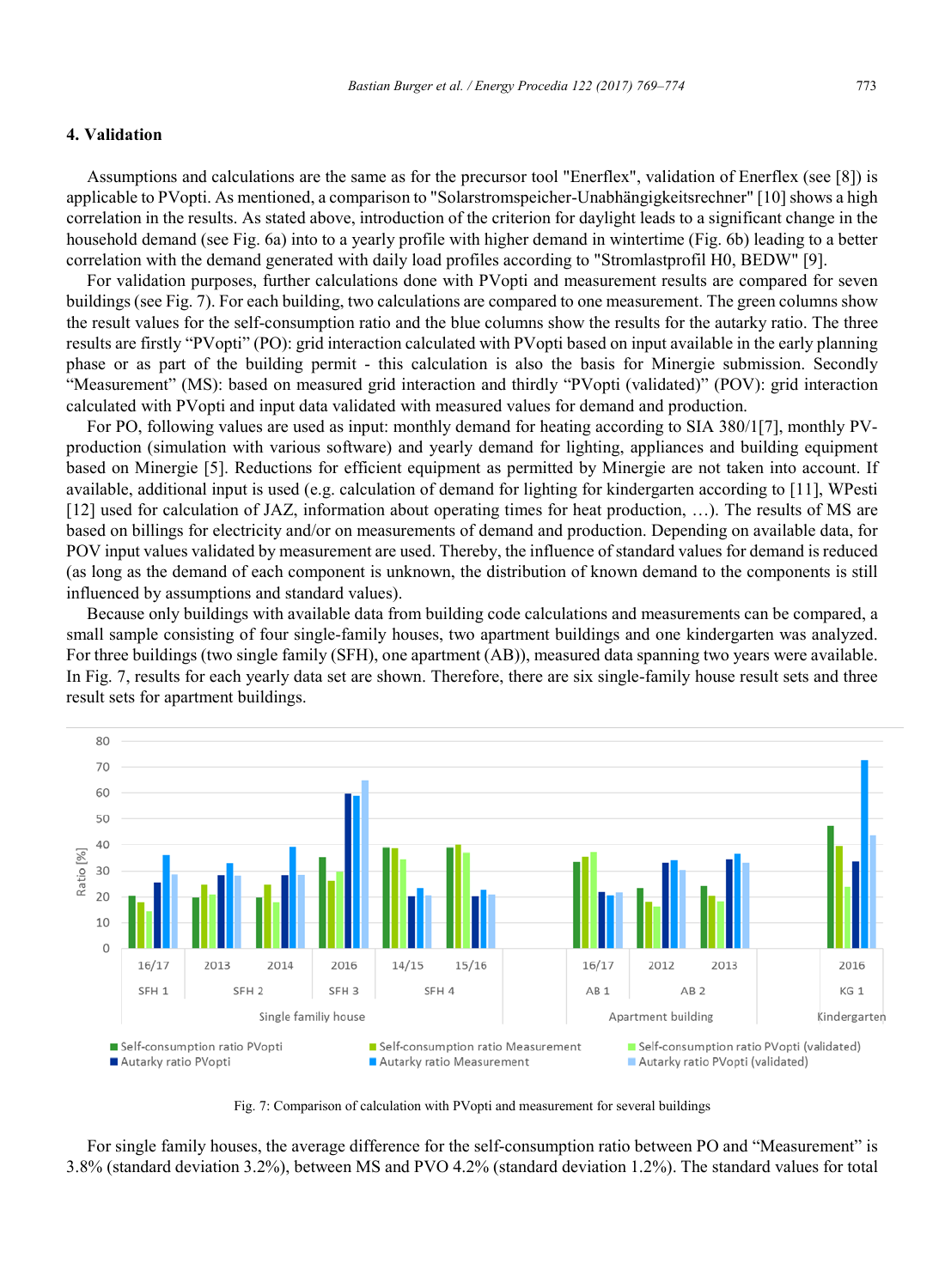## 4. Validation

Assumptions and calculations are the same as for the precursor tool "Enerflex", validation of Enerflex (see [8]) is applicable to PVopti. As mentioned, a comparison to "Solarstromspeicher-Unabhängigkeitsrechner" [10] shows a high correlation in the results. As stated above, introduction of the criterion for daylight leads to a significant change in the household demand (see Fig. 6a) into to a yearly profile with higher demand in wintertime (Fig. 6b) leading to a better correlation with the demand generated with daily load profiles according to "Stromlastprofil H0, BEDW" [9].

For validation purposes, further calculations done with PVopti and measurement results are compared for seven buildings (see Fig. 7). For each building, two calculations are compared to one measurement. The green columns show the result values for the self-consumption ratio and the blue columns show the results for the autarky ratio. The three results are firstly "PVopti" (PO): grid interaction calculated with PVopti based on input available in the early planning phase or as part of the building permit - this calculation is also the basis for Minergie submission. Secondly "Measurement" (MS): based on measured grid interaction and thirdly "PVopti (validated)" (POV): grid interaction calculated with PVopti and input data validated with measured values for demand and production.

For PO, following values are used as input: monthly demand for heating according to SIA 380/1[7], monthly PV-production (simulation with various software) and yearly demand for lighting, appliances and building equipment based on Minergie [5]. Reductions for efficient equipment as permitted by Minergie are not taken into account. If available, additional input is used (e.g. calculation of demand for lighting for kindergarten according to [11], WPesti [12] used for calculation of JAZ, information about operating times for heat production, …). The results of MS are based on billings for electricity and/or on measurements of demand and production. Depending on available data, for POV input values validated by measurement are used. Thereby, the influence of standard values for demand is reduced (as long as the demand of each component is unknown, the distribution of known demand to the components is still influenced by assumptions and standard values).

Because only buildings with available data from building code calculations and measurements can be compared, a small sample consisting of four single-family houses, two apartment buildings and one kindergarten was analyzed. For three buildings (two single family (SFH), one apartment (AB)), measured data spanning two years were available. In Fig. 7, results for each yearly data set are shown. Therefore, there are six single-family house result sets and three result sets for apartment buildings.

Ratio [%]
0
10
20
30
40
50
60
70
80

16/17 | 2013 | 2014 | 2016 | 14/15 | 15/16 | 16/17 | 2012 | 2013 | 2016
SFH 1 | SFH 2 | SFH 3 | SFH 4 | AB 1 | AB 2 | KG 1
Single familiy house | Apartment building | Kindergarten

Self-consumption ratio PVopti
Self-consumption ratio Measurement
Self-consumption ratio PVopti (validated)
Autarky ratio PVopti
Autarky ratio Measurement
Autarky ratio PVopti (validated)

Fig. 7: Comparison of calculation with PVopti and measurement for several buildings

For single family houses, the average difference for the self-consumption ratio between PO and "Measurement" is 3.8% (standard deviation 3.2%), between MS and PVO 4.2% (standard deviation 1.2%). The standard values for total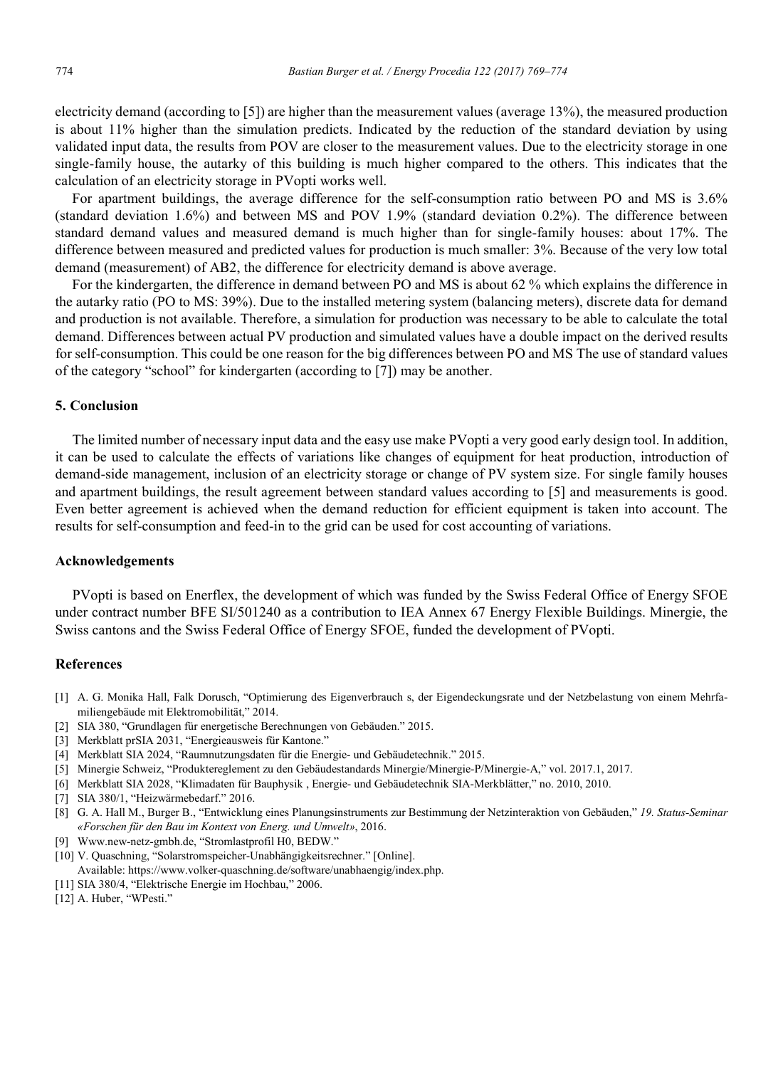electricity demand (according to [5]) are higher than the measurement values (average 13%), the measured production is about 11% higher than the simulation predicts. Indicated by the reduction of the standard deviation by using validated input data, the results from POV are closer to the measurement values. Due to the electricity storage in one single-family house, the autarky of this building is much higher compared to the others. This indicates that the calculation of an electricity storage in PVopti works well.

For apartment buildings, the average difference for the self-consumption ratio between PO and MS is 3.6% (standard deviation 1.6%) and between MS and POV 1.9% (standard deviation 0.2%). The difference between standard demand values and measured demand is much higher than for single-family houses: about 17%. The difference between measured and predicted values for production is much smaller: 3%. Because of the very low total demand (measurement) of AB2, the difference for electricity demand is above average.

For the kindergarten, the difference in demand between PO and MS is about 62 % which explains the difference in the autarky ratio (PO to MS: 39%). Due to the installed metering system (balancing meters), discrete data for demand and production is not available. Therefore, a simulation for production was necessary to be able to calculate the total demand. Differences between actual PV production and simulated values have a double impact on the derived results for self-consumption. This could be one reason for the big differences between PO and MS The use of standard values of the category "school" for kindergarten (according to [7]) may be another.

## 5. Conclusion

The limited number of necessary input data and the easy use make PVopti a very good early design tool. In addition, it can be used to calculate the effects of variations like changes of equipment for heat production, introduction of demand-side management, inclusion of an electricity storage or change of PV system size. For single family houses and apartment buildings, the result agreement between standard values according to [5] and measurements is good. Even better agreement is achieved when the demand reduction for efficient equipment is taken into account. The results for self-consumption and feed-in to the grid can be used for cost accounting of variations.

## Acknowledgements

PVopti is based on Enerflex, the development of which was funded by the Swiss Federal Office of Energy SFOE under contract number BFE SI/501240 as a contribution to IEA Annex 67 Energy Flexible Buildings. Minergie, the Swiss cantons and the Swiss Federal Office of Energy SFOE, funded the development of PVopti.

## References

[1] A. G. Monika Hall, Falk Dorusch, "Optimierung des Eigenverbrauch s, der Eigendeckungsrate und der Netzbelastung von einem Mehrfamiliengebäude mit Elektromobilität," 2014.

[2] SIA 380, "Grundlagen für energetische Berechnungen von Gebäuden." 2015.

[3] Merkblatt prSIA 2031, "Energieausweis für Kantone."

[4] Merkblatt SIA 2024, "Raumnutzungsdaten für die Energie- und Gebäudetechnik." 2015.

[5] Minergie Schweiz, "Produktereglement zu den Gebäudestandards Minergie/Minergie-P/Minergie-A," vol. 2017.1, 2017.

[6] Merkblatt SIA 2028, "Klimadaten für Bauphysik , Energie- und Gebäudetechnik SIA-Merkblätter," no. 2010, 2010.

[7] SIA 380/1, "Heizwärmebedarf." 2016.

[8] G. A. Hall M., Burger B., "Entwicklung eines Planungsinstruments zur Bestimmung der Netzinteraktion von Gebäuden," *19. Status-Seminar «Forschen für den Bau im Kontext von Energ. und Umwelt»*, 2016.

[9] Www.new-netz-gmbh.de, "Stromlastprofil H0, BEDW."

[10] V. Quaschning, "Solarstromspeicher-Unabhängigkeitsrechner." [Online]. Available: https://www.volker-quaschning.de/software/unabhaengig/index.php.

[11] SIA 380/4, "Elektrische Energie im Hochbau," 2006.

[12] A. Huber, "WPesti."